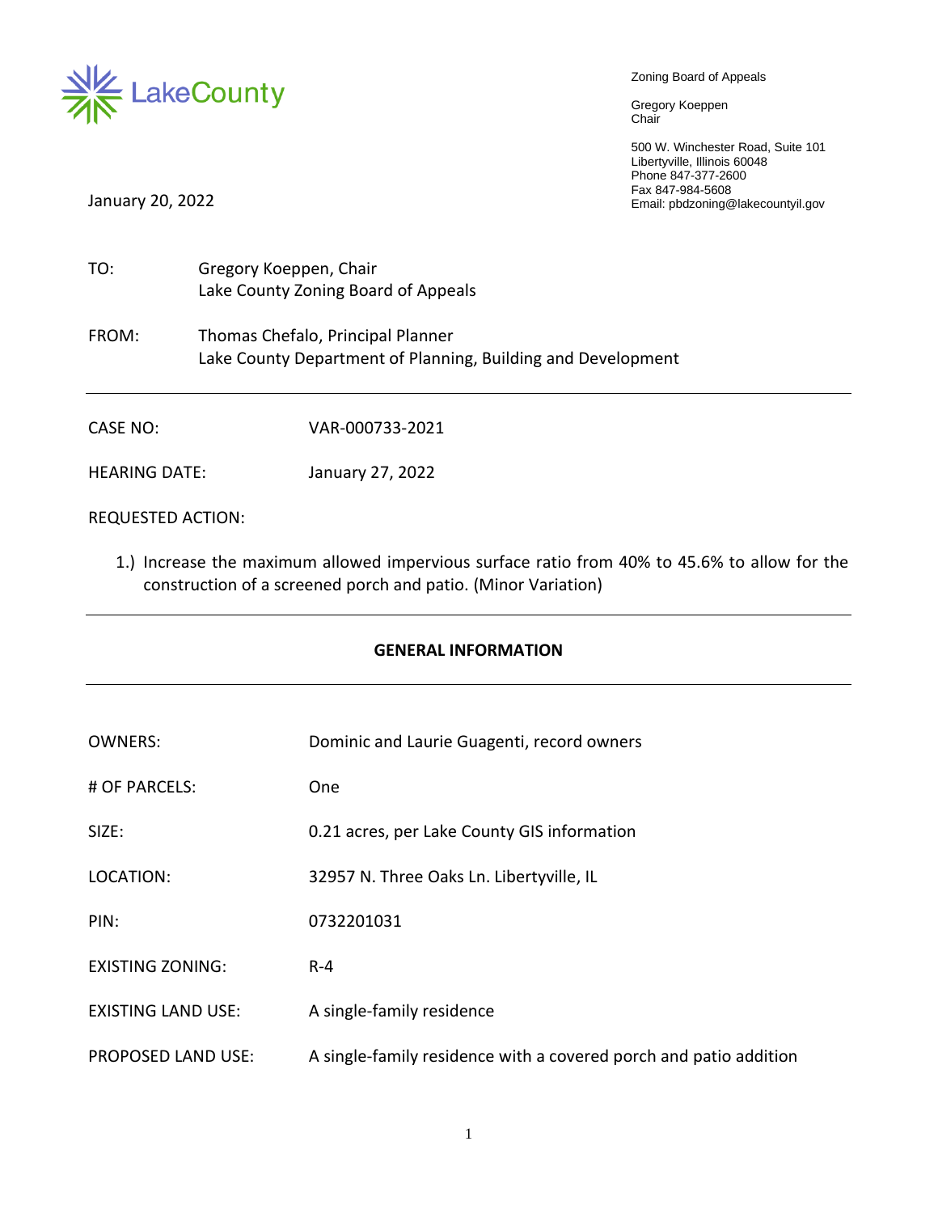LakeCount y

Zoning Board of Appeals

Gregory Koeppen
Chair

500 W. Winchester Road, Suite 101
Libertyville, Illinois 60048
Phone 847-377-2600
Fax 847-984-5608
Email: pbdzoning@lakecountyil.gov

January 20, 2022

TO: Gregory Koeppen, Chair
Lake County Zoning Board of Appeals

FROM: Thomas Chefalo, Principal Planner
Lake County Department of Planning, Building and Development

---

CASE NO: VAR-000733-2021

HEARING DATE: January 27, 2022

REQUESTED ACTION:

1.) Increase the maximum allowed impervious surface ratio from 40% to 45.6% to allow for the construction of a screened porch and patio. (Minor Variation)

---

**GENERAL INFORMATION**

---

| | |
|---|---|
| OWNERS: | Dominic and Laurie Guagenti, record owners |
| # OF PARCELS: | One |
| SIZE: | 0.21 acres, per Lake County GIS information |
| LOCATION: | 32957 N. Three Oaks Ln. Libertyville, IL |
| PIN: | 0732201031 |
| EXISTING ZONING: | R-4 |
| EXISTING LAND USE: | A single-family residence |
| PROPOSED LAND USE: | A single-family residence with a covered porch and patio addition |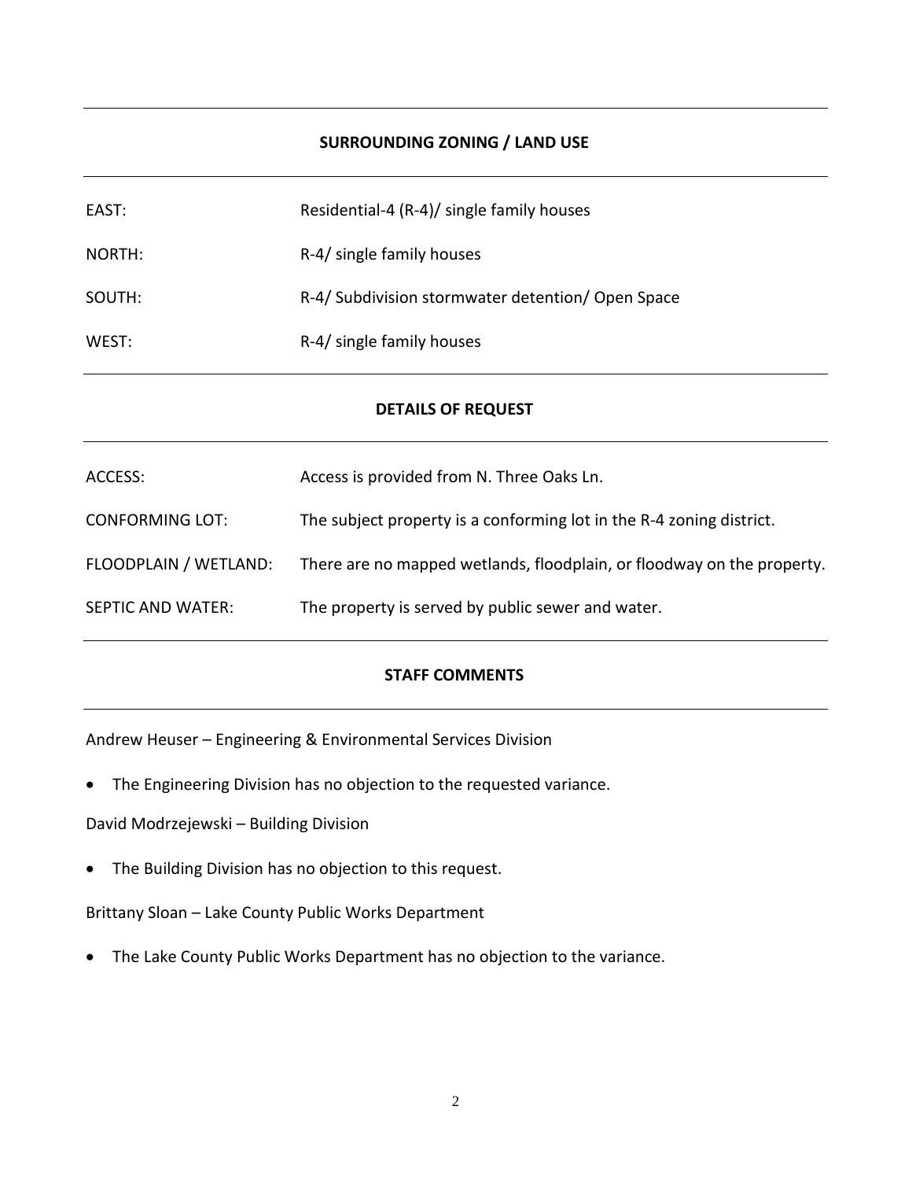## SURROUNDING ZONING / LAND USE

| | |
|---|---|
| EAST: | Residential-4 (R-4)/ single family houses |
| NORTH: | R-4/ single family houses |
| SOUTH: | R-4/ Subdivision stormwater detention/ Open Space |
| WEST: | R-4/ single family houses |

## DETAILS OF REQUEST

| | |
|---|---|
| ACCESS: | Access is provided from N. Three Oaks Ln. |
| CONFORMING LOT: | The subject property is a conforming lot in the R-4 zoning district. |
| FLOODPLAIN / WETLAND: | There are no mapped wetlands, floodplain, or floodway on the property. |
| SEPTIC AND WATER: | The property is served by public sewer and water. |

## STAFF COMMENTS

Andrew Heuser – Engineering & Environmental Services Division

- The Engineering Division has no objection to the requested variance.

David Modrzejewski – Building Division

- The Building Division has no objection to this request.

Brittany Sloan – Lake County Public Works Department

- The Lake County Public Works Department has no objection to the variance.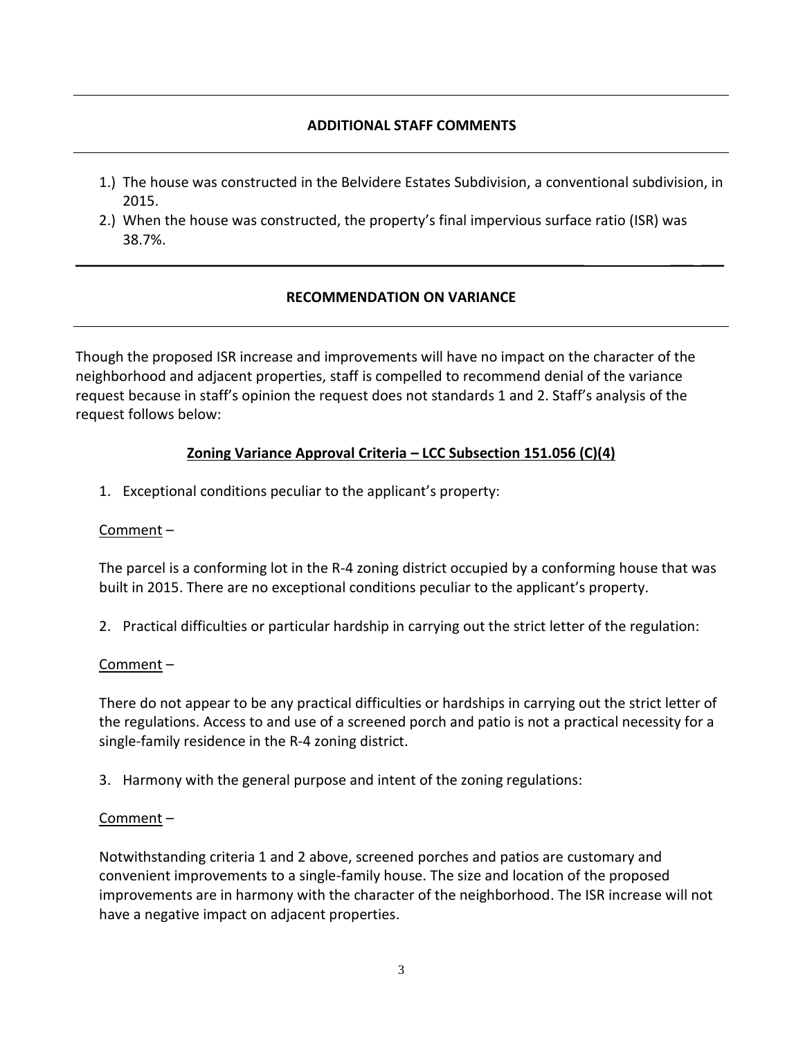## ADDITIONAL STAFF COMMENTS

1.) The house was constructed in the Belvidere Estates Subdivision, a conventional subdivision, in 2015.
2.) When the house was constructed, the property's final impervious surface ratio (ISR) was 38.7%.

## RECOMMENDATION ON VARIANCE

Though the proposed ISR increase and improvements will have no impact on the character of the neighborhood and adjacent properties, staff is compelled to recommend denial of the variance request because in staff's opinion the request does not standards 1 and 2. Staff's analysis of the request follows below:

### Zoning Variance Approval Criteria – LCC Subsection 151.056 (C)(4)

1. Exceptional conditions peculiar to the applicant's property:

Comment –

The parcel is a conforming lot in the R-4 zoning district occupied by a conforming house that was built in 2015. There are no exceptional conditions peculiar to the applicant's property.

2. Practical difficulties or particular hardship in carrying out the strict letter of the regulation:

Comment –

There do not appear to be any practical difficulties or hardships in carrying out the strict letter of the regulations. Access to and use of a screened porch and patio is not a practical necessity for a single-family residence in the R-4 zoning district.

3. Harmony with the general purpose and intent of the zoning regulations:

Comment –

Notwithstanding criteria 1 and 2 above, screened porches and patios are customary and convenient improvements to a single-family house. The size and location of the proposed improvements are in harmony with the character of the neighborhood. The ISR increase will not have a negative impact on adjacent properties.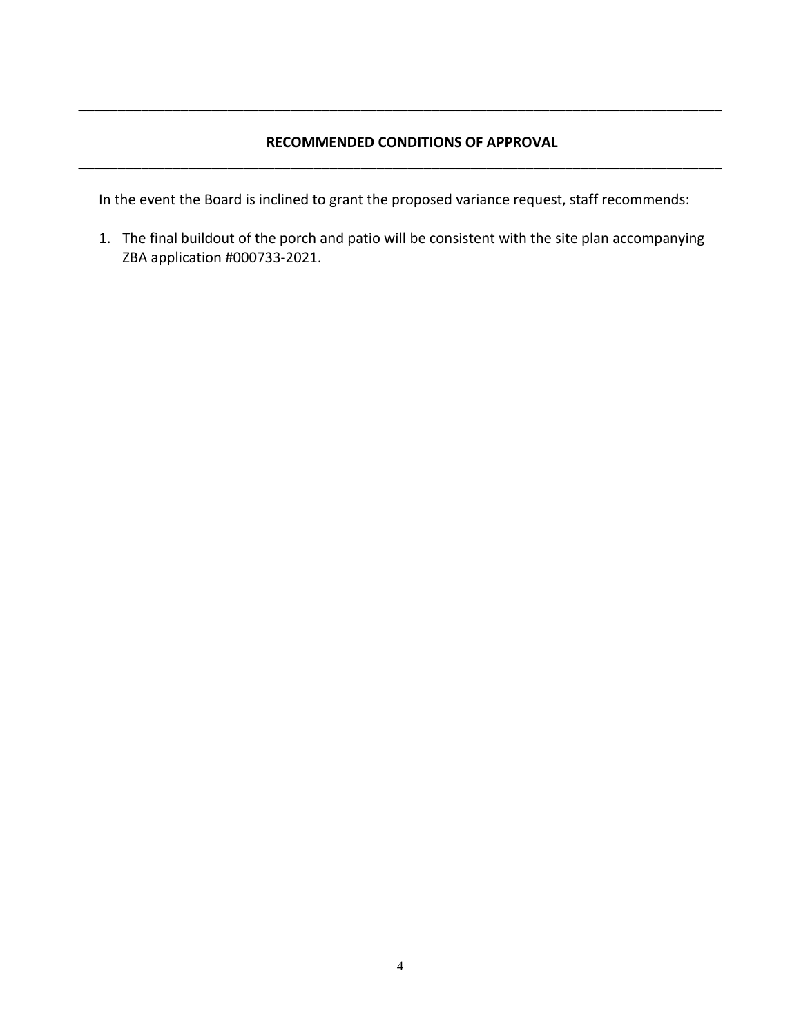## RECOMMENDED CONDITIONS OF APPROVAL

In the event the Board is inclined to grant the proposed variance request, staff recommends:

1. The final buildout of the porch and patio will be consistent with the site plan accompanying ZBA application #000733-2021.